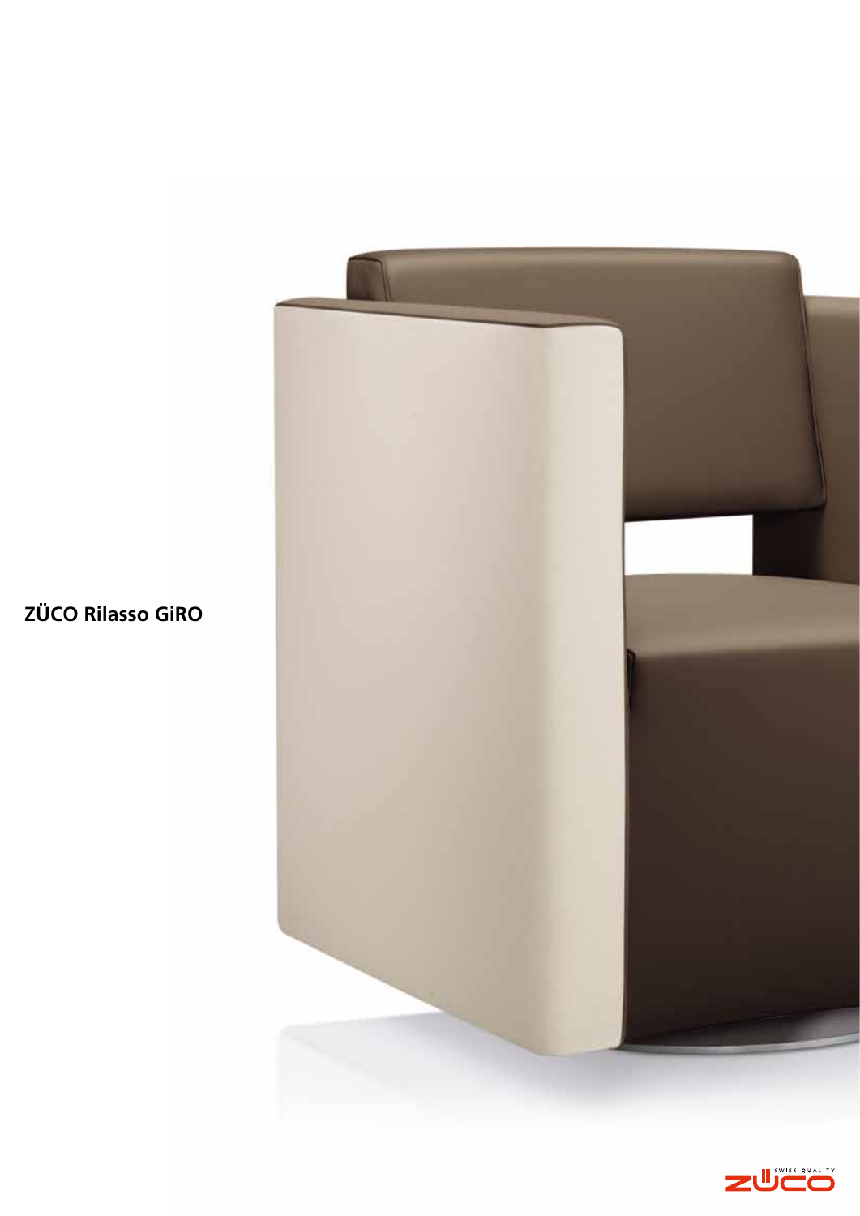# ZÜCO Rilasso GiRO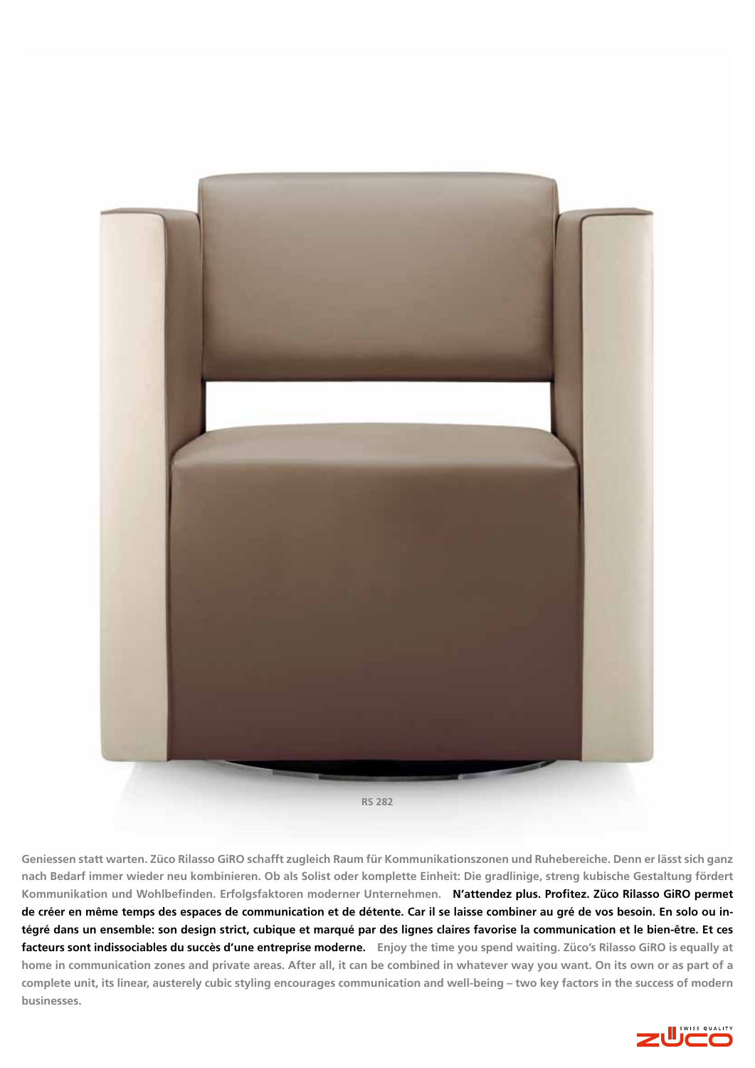RS 282

Geniessen statt warten. Züco Rilasso GiRO schafft zugleich Raum für Kommunikationszonen und Ruhebereiche. Denn er lässt sich ganz nach Bedarf immer wieder neu kombinieren. Ob als Solist oder komplette Einheit: Die gradlinige, streng kubische Gestaltung fördert Kommunikation und Wohlbefinden. Erfolgsfaktoren moderner Unternehmen. **N'attendez plus. Profitez. Züco Rilasso GiRO permet de créer en même temps des espaces de communication et de détente. Car il se laisse combiner au gré de vos besoin. En solo ou intégré dans un ensemble: son design strict, cubique et marqué par des lignes claires favorise la communication et le bien-être. Et ces facteurs sont indissociables du succès d'une entreprise moderne.** Enjoy the time you spend waiting. Züco's Rilasso GiRO is equally at home in communication zones and private areas. After all, it can be combined in whatever way you want. On its own or as part of a complete unit, its linear, austerely cubic styling encourages communication and well-being – two key factors in the success of modern businesses.

SWISS QUALITY ZÜCO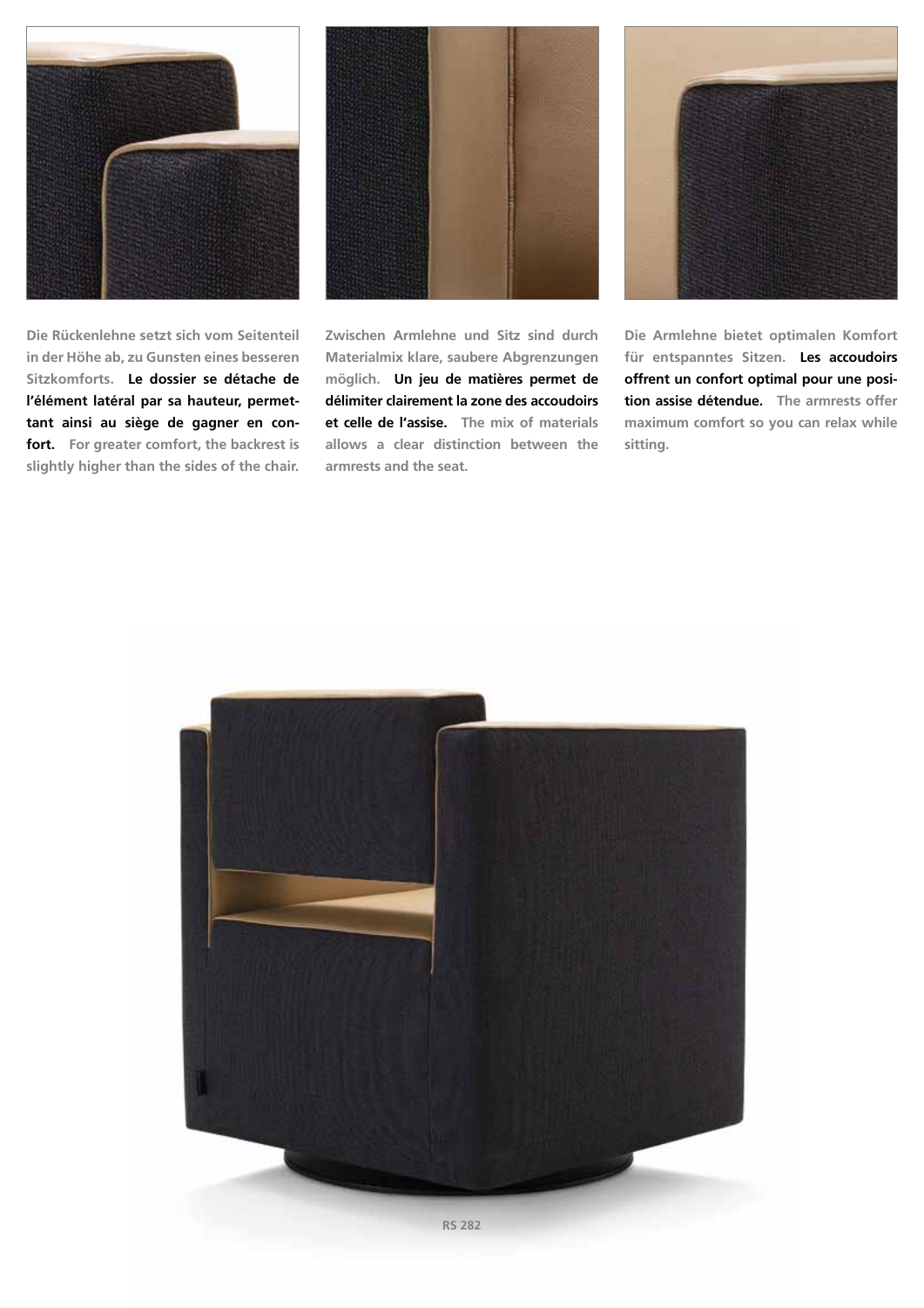Die Rückenlehne setzt sich vom Seitenteil in der Höhe ab, zu Gunsten eines besseren Sitzkomforts. **Le dossier se détache de l'élément latéral par sa hauteur, permettant ainsi au siège de gagner en confort.** For greater comfort, the backrest is slightly higher than the sides of the chair.

Zwischen Armlehne und Sitz sind durch Materialmix klare, saubere Abgrenzungen möglich. **Un jeu de matières permet de délimiter clairement la zone des accoudoirs et celle de l'assise.** The mix of materials allows a clear distinction between the armrests and the seat.

Die Armlehne bietet optimalen Komfort für entspanntes Sitzen. **Les accoudoirs offrent un confort optimal pour une position assise détendue.** The armrests offer maximum comfort so you can relax while sitting.

RS 282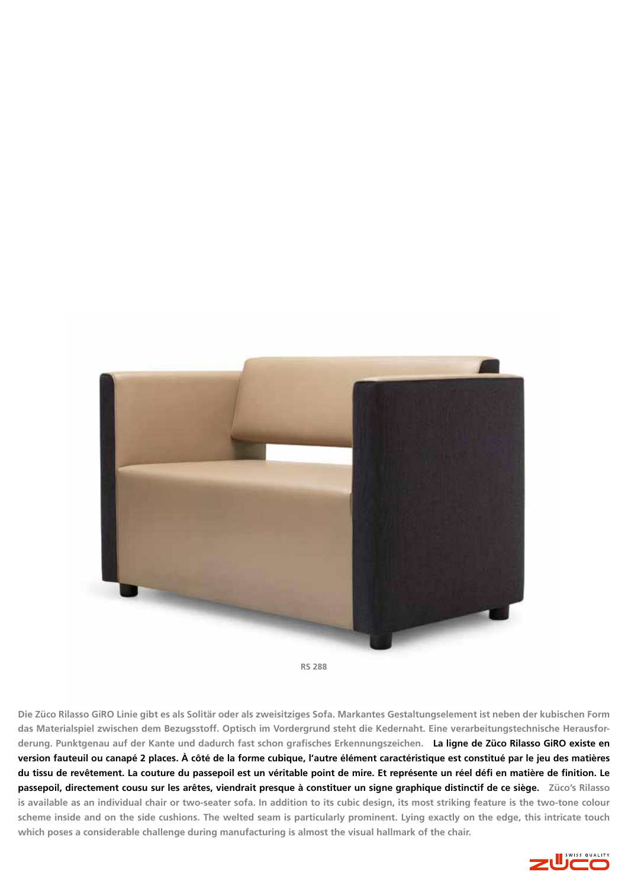RS 288

Die Züco Rilasso GiRO Linie gibt es als Solitär oder als zweisitziges Sofa. Markantes Gestaltungselement ist neben der kubischen Form das Materialspiel zwischen dem Bezugsstoff. Optisch im Vordergrund steht die Kedernaht. Eine verarbeitungstechnische Herausforderung. Punktgenau auf der Kante und dadurch fast schon grafisches Erkennungszeichen. **La ligne de Züco Rilasso GiRO existe en version fauteuil ou canapé 2 places. À côté de la forme cubique, l'autre élément caractéristique est constitué par le jeu des matières du tissu de revêtement. La couture du passepoil est un véritable point de mire. Et représente un réel défi en matière de finition. Le passepoil, directement cousu sur les arêtes, viendrait presque à constituer un signe graphique distinctif de ce siège.** Züco's Rilasso is available as an individual chair or two-seater sofa. In addition to its cubic design, its most striking feature is the two-tone colour scheme inside and on the side cushions. The welted seam is particularly prominent. Lying exactly on the edge, this intricate touch which poses a considerable challenge during manufacturing is almost the visual hallmark of the chair.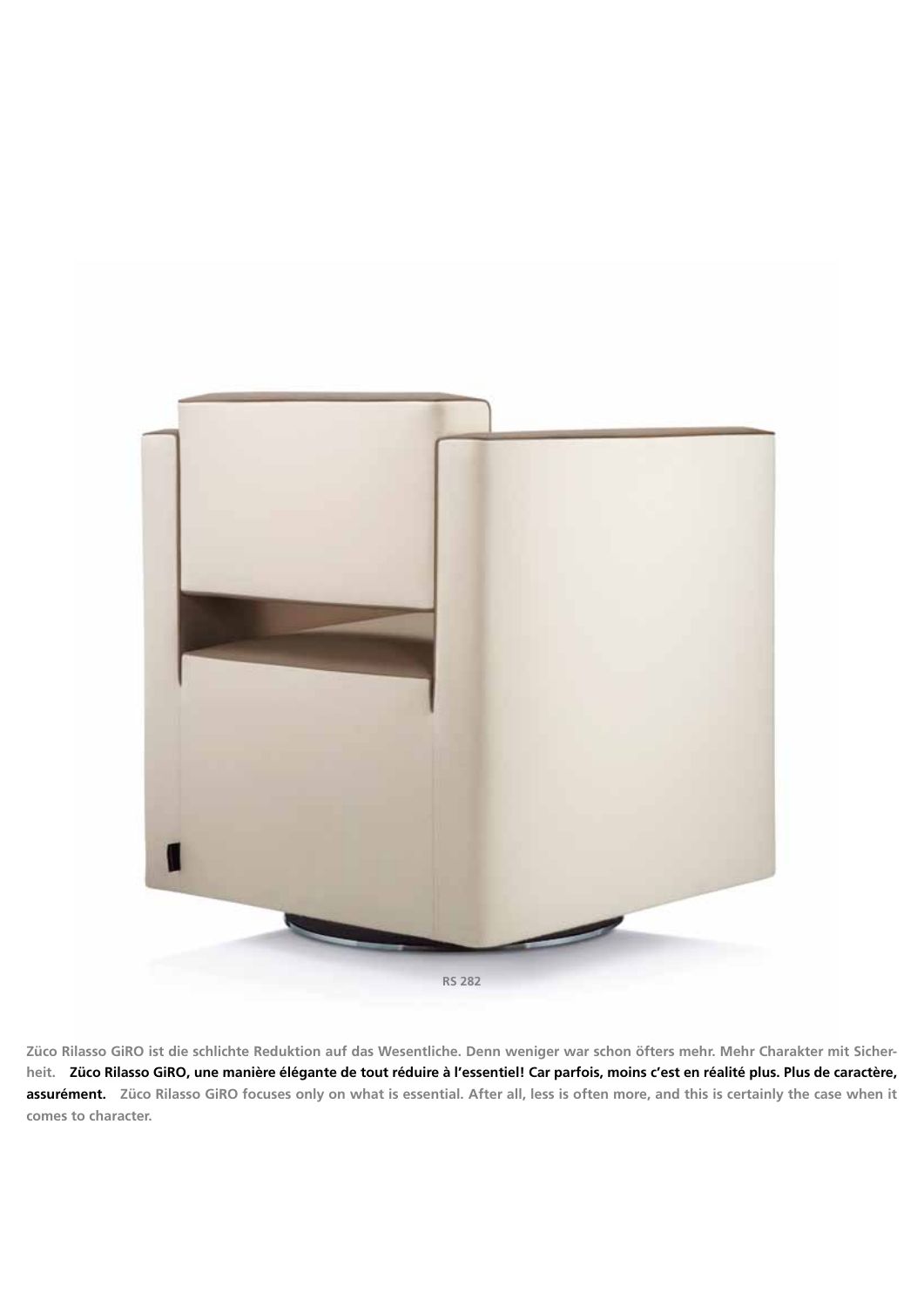RS 282

Züco Rilasso GiRO ist die schlichte Reduktion auf das Wesentliche. Denn weniger war schon öfters mehr. Mehr Charakter mit Sicherheit. **Züco Rilasso GiRO, une manière élégante de tout réduire à l'essentiel! Car parfois, moins c'est en réalité plus. Plus de caractère, assurément.** Züco Rilasso GiRO focuses only on what is essential. After all, less is often more, and this is certainly the case when it comes to character.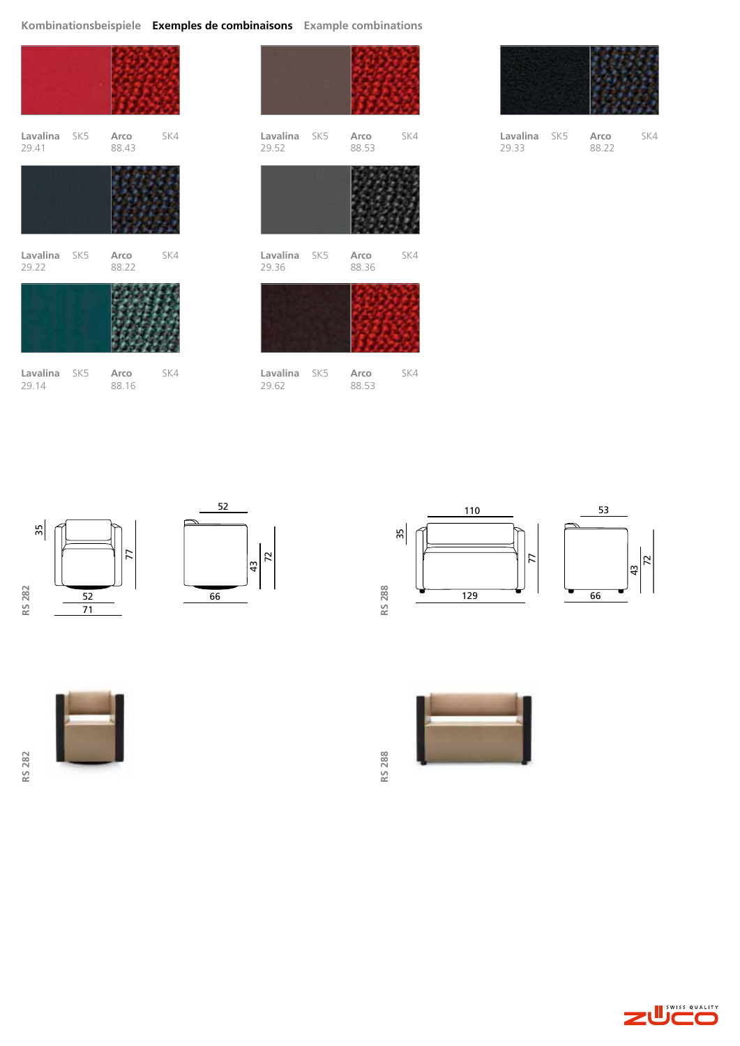## Kombinationsbeispiele **Exemples de combinaisons** Example combinations

| Lavalina | SK5 | Arco | SK4 |
|---|---|---|---|
| 29.41 | | 88.43 | |
| 29.22 | | 88.22 | |
| 29.14 | | 88.16 | |
| 29.52 | | 88.53 | |
| 29.36 | | 88.36 | |
| 29.62 | | 88.53 | |
| 29.33 | | 88.22 | |

RS 282

35 · 77 · 52 · 71 · 52 · 43 · 72 · 66

RS 288

35 · 110 · 77 · 129 · 53 · 43 · 72 · 66

RS 282

RS 288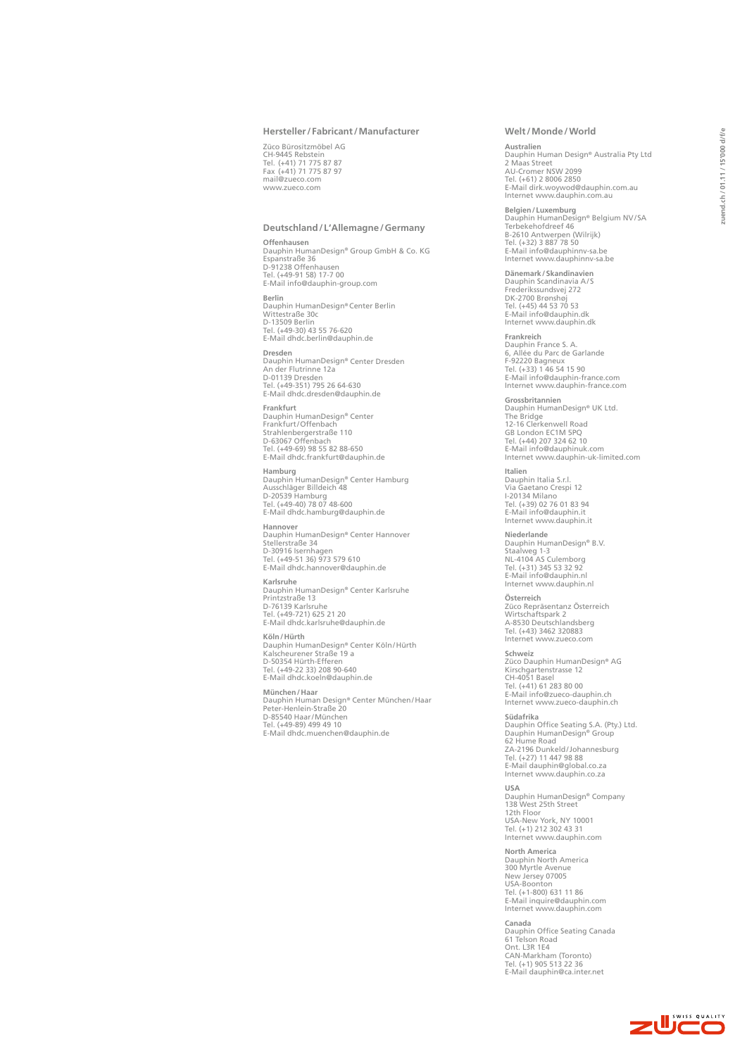## Hersteller / Fabricant / Manufacturer

Züco Bürositzmöbel AG
CH-9445 Rebstein
Tel. (+41) 71 775 87 87
Fax (+41) 71 775 87 97
mail@zueco.com
www.zueco.com

## Deutschland / L'Allemagne / Germany

**Offenhausen**
Dauphin HumanDesign® Group GmbH & Co. KG
Espanstraße 36
D-91238 Offenhausen
Tel. (+49-91 58) 17-7 00
E-Mail info@dauphin-group.com

**Berlin**
Dauphin HumanDesign® Center Berlin
Wittestraße 30c
D-13509 Berlin
Tel. (+49-30) 43 55 76-620
E-Mail dhdc.berlin@dauphin.de

**Dresden**
Dauphin HumanDesign® Center Dresden
An der Flutrinne 12a
D-01139 Dresden
Tel. (+49-351) 795 26 64-630
E-Mail dhdc.dresden@dauphin.de

**Frankfurt**
Dauphin HumanDesign® Center
Frankfurt/Offenbach
Strahlenbergerstraße 110
D-63067 Offenbach
Tel. (+49-69) 98 55 82 88-650
E-Mail dhdc.frankfurt@dauphin.de

**Hamburg**
Dauphin HumanDesign® Center Hamburg
Ausschläger Billdeich 48
D-20539 Hamburg
Tel. (+49-40) 78 07 48-600
E-Mail dhdc.hamburg@dauphin.de

**Hannover**
Dauphin HumanDesign® Center Hannover
Stellerstraße 34
D-30916 Isernhagen
Tel. (+49-51 36) 973 579 610
E-Mail dhdc.hannover@dauphin.de

**Karlsruhe**
Dauphin HumanDesign® Center Karlsruhe
Printzstraße 13
D-76139 Karlsruhe
Tel. (+49-721) 625 21 20
E-Mail dhdc.karlsruhe@dauphin.de

**Köln / Hürth**
Dauphin HumanDesign® Center Köln / Hürth
Kalscheurener Straße 19 a
D-50354 Hürth-Efferen
Tel. (+49-22 33) 208 90-640
E-Mail dhdc.koeln@dauphin.de

**München / Haar**
Dauphin Human Design® Center München / Haar
Peter-Henlein-Straße 20
D-85540 Haar / München
Tel. (+49-89) 499 49 10
E-Mail dhdc.muenchen@dauphin.de

## Welt / Monde / World

**Australien**
Dauphin Human Design® Australia Pty Ltd
2 Maas Street
AU-Cromer NSW 2099
Tel. (+61) 2 8006 2850
E-Mail dirk.woywod@dauphin.com.au
Internet www.dauphin.com.au

**Belgien / Luxemburg**
Dauphin HumanDesign® Belgium NV/SA
Terbekehofdreef 46
B-2610 Antwerpen (Wilrijk)
Tel. (+32) 3 887 78 50
E-Mail info@dauphinnv-sa.be
Internet www.dauphinnv-sa.be

**Dänemark / Skandinavien**
Dauphin Scandinavia A/S
Frederikssundsvej 272
DK-2700 Brønshøj
Tel. (+45) 44 53 70 53
E-Mail info@dauphin.dk
Internet www.dauphin.dk

**Frankreich**
Dauphin France S. A.
6, Allée du Parc de Garlande
F-92220 Bagneux
Tel. (+33) 1 46 54 15 90
E-Mail info@dauphin-france.com
Internet www.dauphin-france.com

**Grossbritannien**
Dauphin HumanDesign® UK Ltd.
The Bridge
12-16 Clerkenwell Road
GB London EC1M 5PQ
Tel. (+44) 207 324 62 10
E-Mail info@dauphinuk.com
Internet www.dauphin-uk-limited.com

**Italien**
Dauphin Italia S.r.l.
Via Gaetano Crespi 12
I-20134 Milano
Tel. (+39) 02 76 01 83 94
E-Mail info@dauphin.it
Internet www.dauphin.it

**Niederlande**
Dauphin HumanDesign® B.V.
Staalweg 1-3
NL-4104 AS Culemborg
Tel. (+31) 345 53 32 92
E-Mail info@dauphin.nl
Internet www.dauphin.nl

**Österreich**
Züco Repräsentanz Österreich
Wirtschaftspark 2
A-8530 Deutschlandsberg
Tel. (+43) 3462 320883
Internet www.zueco.com

**Schweiz**
Züco Dauphin HumanDesign® AG
Kirschgartenstrasse 12
CH-4051 Basel
Tel. (+41) 61 283 80 00
E-Mail info@zueco-dauphin.ch
Internet www.zueco-dauphin.ch

**Südafrika**
Dauphin Office Seating S.A. (Pty.) Ltd.
Dauphin HumanDesign® Group
62 Hume Road
ZA-2196 Dunkeld / Johannesburg
Tel. (+27) 11 447 98 88
E-Mail dauphin@global.co.za
Internet www.dauphin.co.za

**USA**
Dauphin HumanDesign® Company
138 West 25th Street
12th Floor
USA-New York, NY 10001
Tel. (+1) 212 302 43 31
Internet www.dauphin.com

**North America**
Dauphin North America
300 Myrtle Avenue
New Jersey 07005
USA-Boonton
Tel. (+1-800) 631 11 86
E-Mail inquire@dauphin.com
Internet www.dauphin.com

**Canada**
Dauphin Office Seating Canada
61 Telson Road
Ont. L3R 1E4
CAN-Markham (Toronto)
Tel. (+1) 905 513 22 36
E-Mail dauphin@ca.inter.net

zuend.ch / 01.11 / 15'000 d/f/e

SWISS QUALITY
ZÜCO